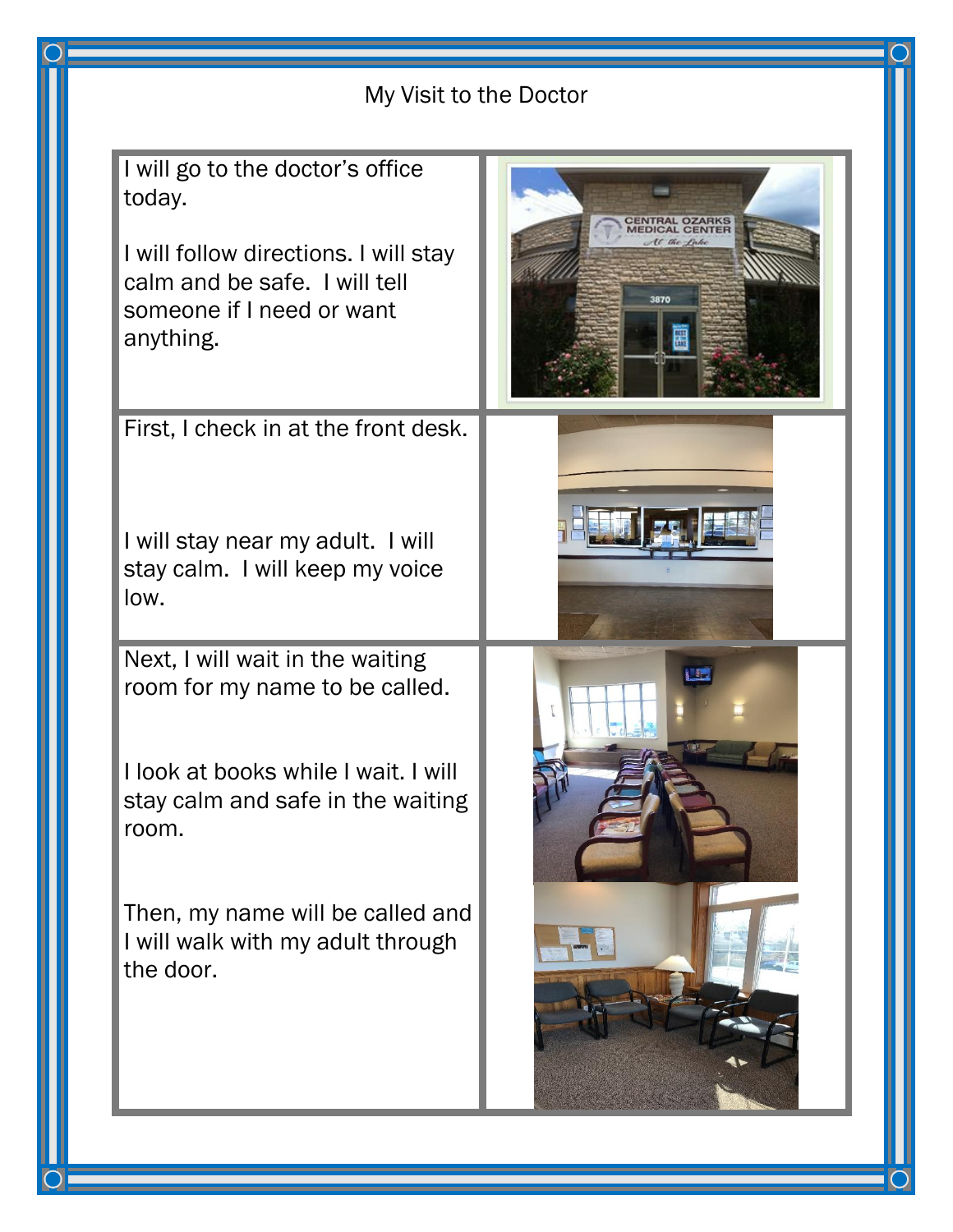# My Visit to the Doctor

I will go to the doctor's office today.

I will follow directions. I will stay calm and be safe. I will tell someone if I need or want anything.

First, I check in at the front desk.

I will stay near my adult. I will stay calm. I will keep my voice low.

Next, I will wait in the waiting room for my name to be called.

I look at books while I wait. I will stay calm and safe in the waiting room.

Then, my name will be called and I will walk with my adult through the door.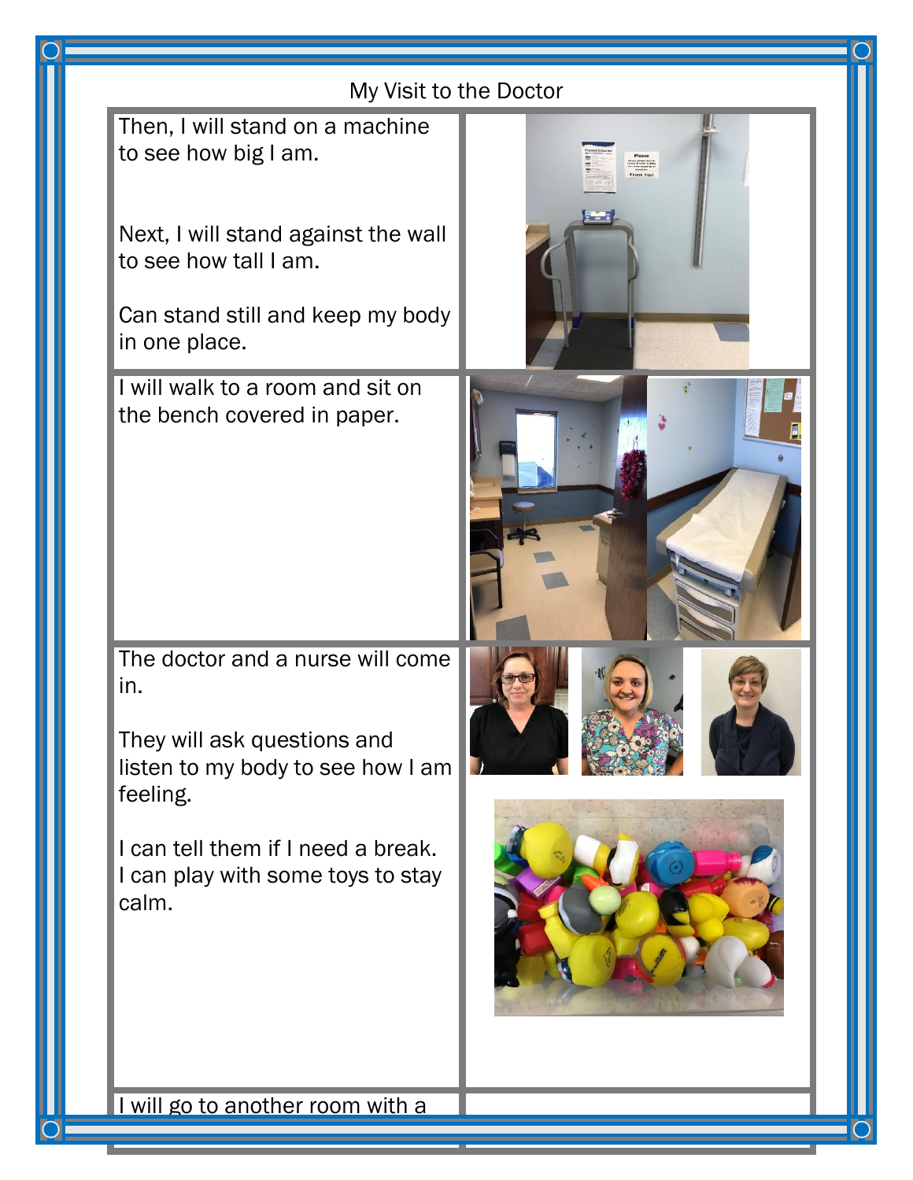My Visit to the Doctor

Then, I will stand on a machine to see how big I am.

Next, I will stand against the wall to see how tall I am.

Can stand still and keep my body in one place.

I will walk to a room and sit on the bench covered in paper.

The doctor and a nurse will come in.

They will ask questions and listen to my body to see how I am feeling.

I can tell them if I need a break. I can play with some toys to stay calm.

I will go to another room with a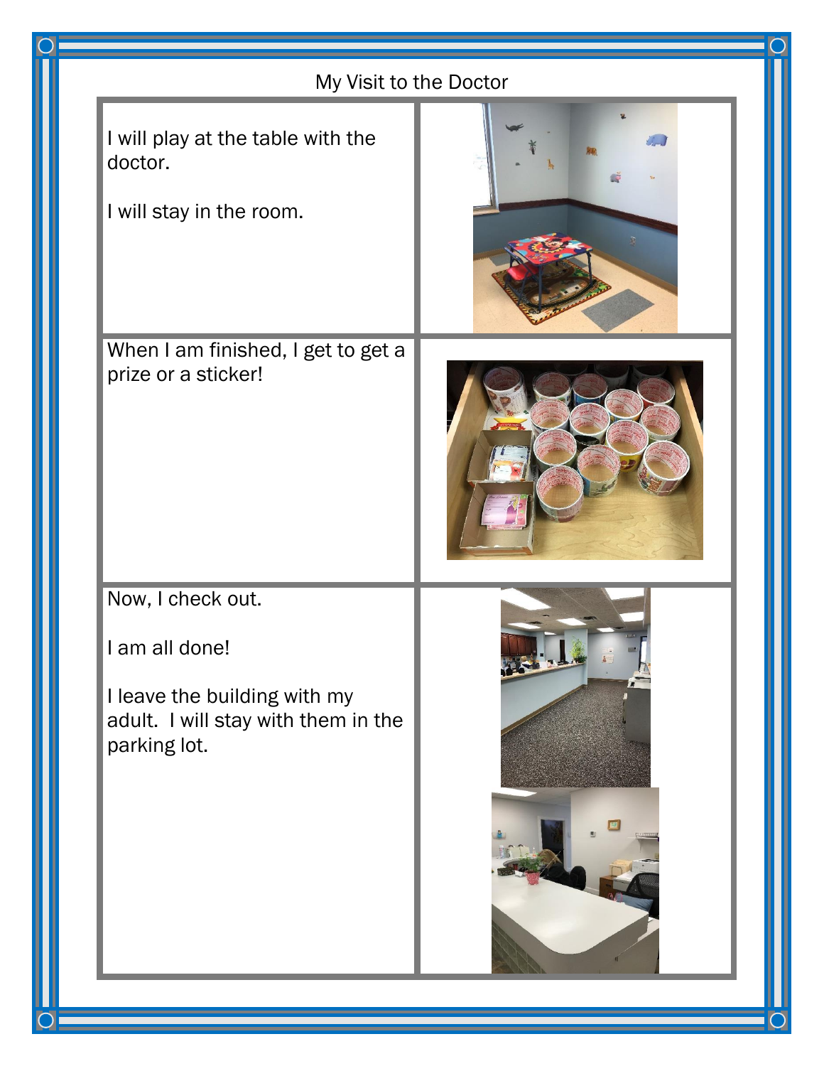My Visit to the Doctor

| | |
|---|---|
| I will play at the table with the doctor.<br><br>I will stay in the room. | |
| When I am finished, I get to get a prize or a sticker! | |
| Now, I check out.<br><br>I am all done!<br><br>I leave the building with my adult. I will stay with them in the parking lot. | |